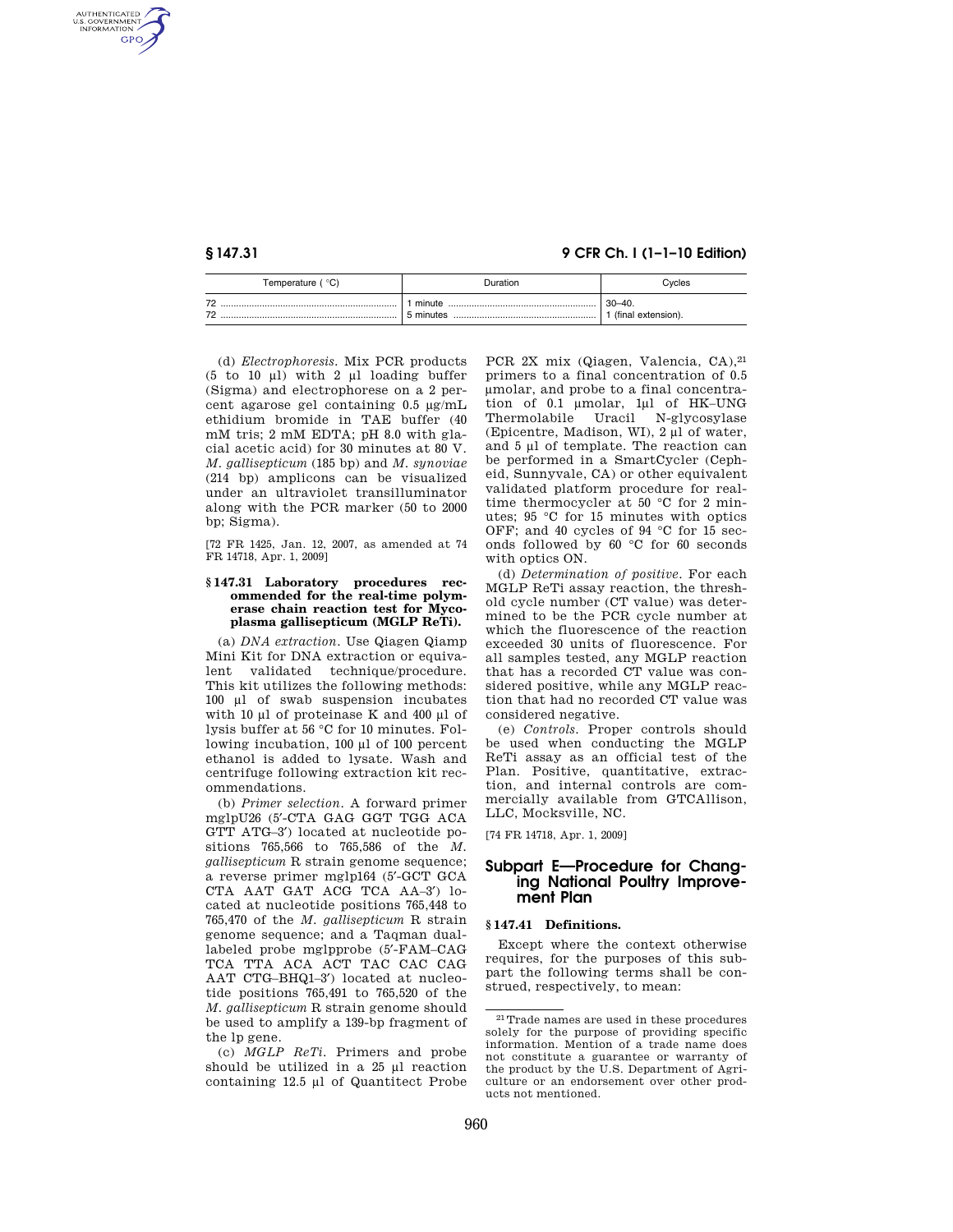| Temperature ( °C) | Duration | Cycles |
| --- | --- | --- |
| 72 | 1 minute | 30–40. |
| 72 | 5 minutes | 1 (final extension). |

(d) *Electrophoresis.* Mix PCR products (5 to 10 µl) with 2 µl loading buffer (Sigma) and electrophorese on a 2 percent agarose gel containing 0.5 µg/mL ethidium bromide in TAE buffer (40 mM tris; 2 mM EDTA; pH 8.0 with glacial acetic acid) for 30 minutes at 80 V. *M. gallisepticum* (185 bp) and *M. synoviae* (214 bp) amplicons can be visualized under an ultraviolet transilluminator along with the PCR marker (50 to 2000 bp; Sigma).

[72 FR 1425, Jan. 12, 2007, as amended at 74 FR 14718, Apr. 1, 2009]

### § 147.31 Laboratory procedures recommended for the real-time polymerase chain reaction test for Mycoplasma gallisepticum (MGLP ReTi).

(a) *DNA extraction.* Use Qiagen Qiamp Mini Kit for DNA extraction or equivalent validated technique/procedure. This kit utilizes the following methods: 100 µl of swab suspension incubates with 10 µl of proteinase K and 400 µl of lysis buffer at 56 °C for 10 minutes. Following incubation, 100 µl of 100 percent ethanol is added to lysate. Wash and centrifuge following extraction kit recommendations.

(b) *Primer selection.* A forward primer mglpU26 (5′-CTA GAG GGT TGG ACA GTT ATG–3′) located at nucleotide positions 765,566 to 765,586 of the *M. gallisepticum* R strain genome sequence; a reverse primer mglp164 (5′-GCT GCA CTA AAT GAT ACG TCA AA–3′) located at nucleotide positions 765,448 to 765,470 of the *M. gallisepticum* R strain genome sequence; and a Taqman dual-labeled probe mglpprobe (5′-FAM–CAG TCA TTA ACA ACT TAC CAC CAG AAT CTG–BHQ1–3′) located at nucleotide positions 765,491 to 765,520 of the *M. gallisepticum* R strain genome should be used to amplify a 139-bp fragment of the lp gene.

(c) *MGLP ReTi.* Primers and probe should be utilized in a 25 µl reaction containing 12.5 µl of Quantitect Probe PCR 2X mix (Qiagen, Valencia, CA),[21] primers to a final concentration of 0.5 µmolar, and probe to a final concentration of 0.1 µmolar, 1µl of HK–UNG Thermolabile Uracil N-glycosylase (Epicentre, Madison, WI), 2 µl of water, and 5 µl of template. The reaction can be performed in a SmartCycler (Cepheid, Sunnyvale, CA) or other equivalent validated platform procedure for real-time thermocycler at 50 °C for 2 minutes; 95 °C for 15 minutes with optics OFF; and 40 cycles of 94 °C for 15 seconds followed by 60 °C for 60 seconds with optics ON.

(d) *Determination of positive.* For each MGLP ReTi assay reaction, the threshold cycle number (CT value) was determined to be the PCR cycle number at which the fluorescence of the reaction exceeded 30 units of fluorescence. For all samples tested, any MGLP reaction that has a recorded CT value was considered positive, while any MGLP reaction that had no recorded CT value was considered negative.

(e) *Controls.* Proper controls should be used when conducting the MGLP ReTi assay as an official test of the Plan. Positive, quantitative, extraction, and internal controls are commercially available from GTCAllison, LLC, Mocksville, NC.

[74 FR 14718, Apr. 1, 2009]

## Subpart E—Procedure for Changing National Poultry Improvement Plan

### § 147.41 Definitions.

Except where the context otherwise requires, for the purposes of this subpart the following terms shall be construed, respectively, to mean:

[21] Trade names are used in these procedures solely for the purpose of providing specific information. Mention of a trade name does not constitute a guarantee or warranty of the product by the U.S. Department of Agriculture or an endorsement over other products not mentioned.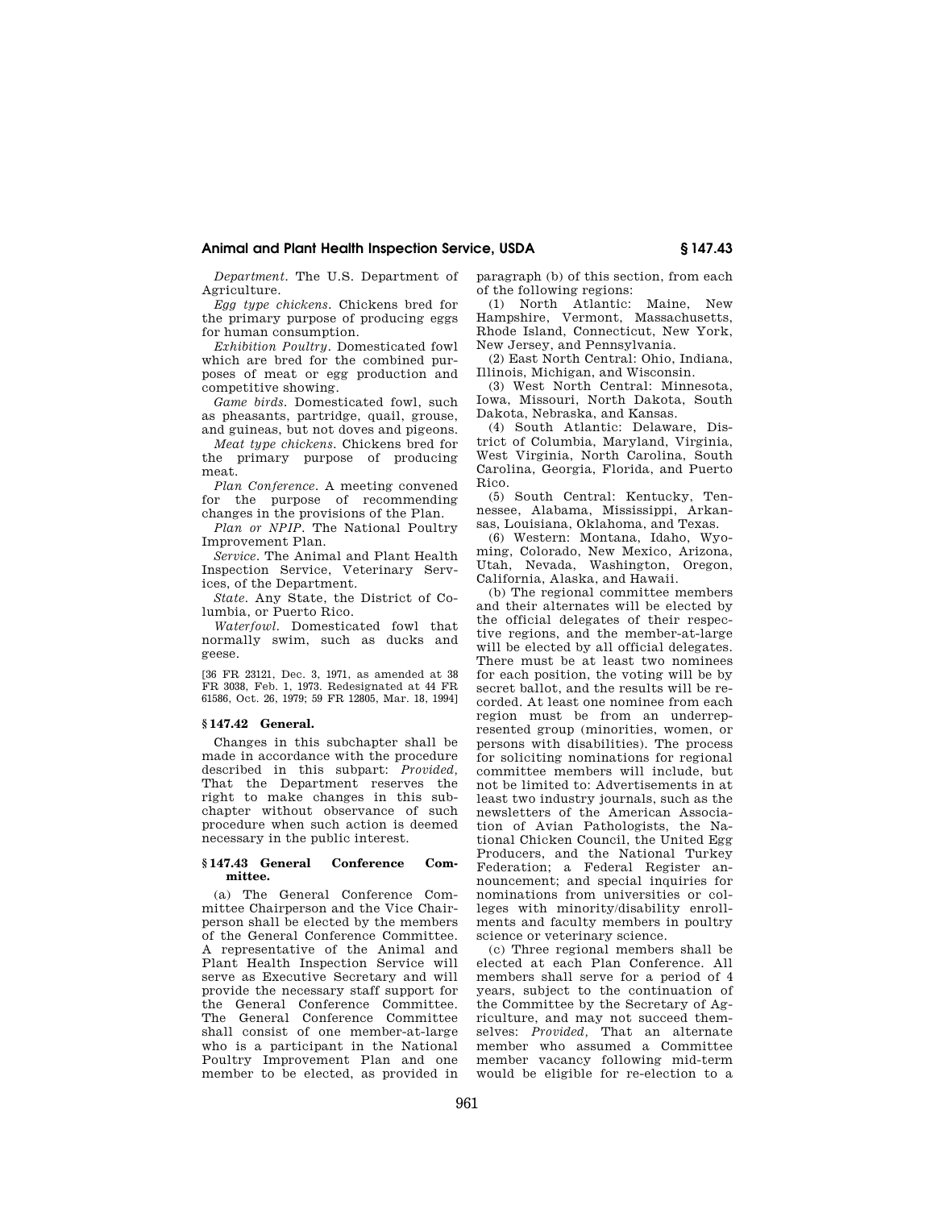*Department.* The U.S. Department of Agriculture.

*Egg type chickens.* Chickens bred for the primary purpose of producing eggs for human consumption.

*Exhibition Poultry.* Domesticated fowl which are bred for the combined purposes of meat or egg production and competitive showing.

*Game birds.* Domesticated fowl, such as pheasants, partridge, quail, grouse, and guineas, but not doves and pigeons.

*Meat type chickens.* Chickens bred for the primary purpose of producing meat.

*Plan Conference.* A meeting convened for the purpose of recommending changes in the provisions of the Plan.

*Plan or NPIP.* The National Poultry Improvement Plan.

*Service.* The Animal and Plant Health Inspection Service, Veterinary Services, of the Department.

*State.* Any State, the District of Columbia, or Puerto Rico.

*Waterfowl.* Domesticated fowl that normally swim, such as ducks and geese.

[36 FR 23121, Dec. 3, 1971, as amended at 38 FR 3038, Feb. 1, 1973. Redesignated at 44 FR 61586, Oct. 26, 1979; 59 FR 12805, Mar. 18, 1994]

### § 147.42 General.

Changes in this subchapter shall be made in accordance with the procedure described in this subpart: *Provided,* That the Department reserves the right to make changes in this subchapter without observance of such procedure when such action is deemed necessary in the public interest.

### § 147.43 General Conference Committee.

(a) The General Conference Committee Chairperson and the Vice Chairperson shall be elected by the members of the General Conference Committee. A representative of the Animal and Plant Health Inspection Service will serve as Executive Secretary and will provide the necessary staff support for the General Conference Committee. The General Conference Committee shall consist of one member-at-large who is a participant in the National Poultry Improvement Plan and one member to be elected, as provided in paragraph (b) of this section, from each of the following regions:

(1) North Atlantic: Maine, New Hampshire, Vermont, Massachusetts, Rhode Island, Connecticut, New York, New Jersey, and Pennsylvania.

(2) East North Central: Ohio, Indiana, Illinois, Michigan, and Wisconsin.

(3) West North Central: Minnesota, Iowa, Missouri, North Dakota, South Dakota, Nebraska, and Kansas.

(4) South Atlantic: Delaware, District of Columbia, Maryland, Virginia, West Virginia, North Carolina, South Carolina, Georgia, Florida, and Puerto Rico.

(5) South Central: Kentucky, Tennessee, Alabama, Mississippi, Arkansas, Louisiana, Oklahoma, and Texas.

(6) Western: Montana, Idaho, Wyoming, Colorado, New Mexico, Arizona, Utah, Nevada, Washington, Oregon, California, Alaska, and Hawaii.

(b) The regional committee members and their alternates will be elected by the official delegates of their respective regions, and the member-at-large will be elected by all official delegates. There must be at least two nominees for each position, the voting will be by secret ballot, and the results will be recorded. At least one nominee from each region must be from an underrepresented group (minorities, women, or persons with disabilities). The process for soliciting nominations for regional committee members will include, but not be limited to: Advertisements in at least two industry journals, such as the newsletters of the American Association of Avian Pathologists, the National Chicken Council, the United Egg Producers, and the National Turkey Federation; a Federal Register announcement; and special inquiries for nominations from universities or colleges with minority/disability enrollments and faculty members in poultry science or veterinary science.

(c) Three regional members shall be elected at each Plan Conference. All members shall serve for a period of 4 years, subject to the continuation of the Committee by the Secretary of Agriculture, and may not succeed themselves: *Provided,* That an alternate member who assumed a Committee member vacancy following mid-term would be eligible for re-election to a